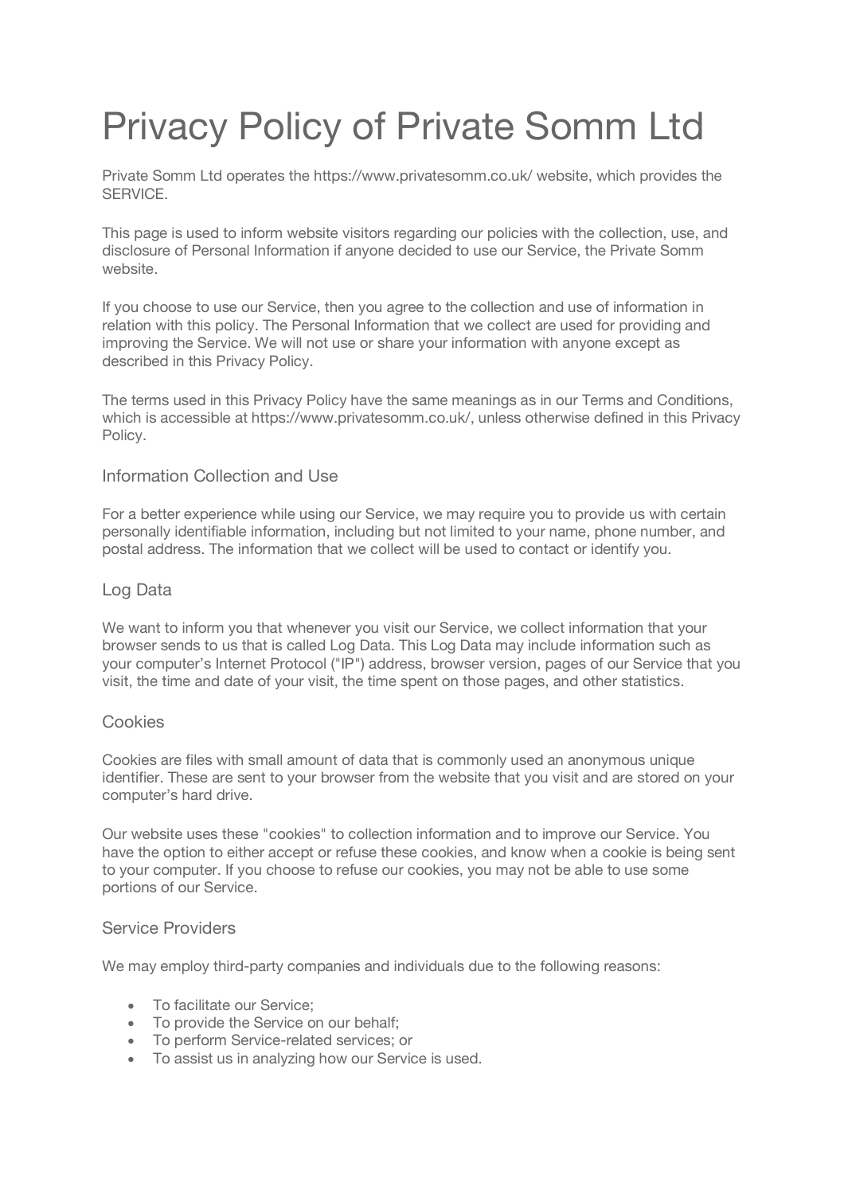# Privacy Policy of Private Somm Ltd

Private Somm Ltd operates the https://www.privatesomm.co.uk/ website, which provides the SERVICE.

This page is used to inform website visitors regarding our policies with the collection, use, and disclosure of Personal Information if anyone decided to use our Service, the Private Somm website.

If you choose to use our Service, then you agree to the collection and use of information in relation with this policy. The Personal Information that we collect are used for providing and improving the Service. We will not use or share your information with anyone except as described in this Privacy Policy.

The terms used in this Privacy Policy have the same meanings as in our Terms and Conditions, which is accessible at https://www.privatesomm.co.uk/, unless otherwise defined in this Privacy Policy.

## Information Collection and Use

For a better experience while using our Service, we may require you to provide us with certain personally identifiable information, including but not limited to your name, phone number, and postal address. The information that we collect will be used to contact or identify you.

## Log Data

We want to inform you that whenever you visit our Service, we collect information that your browser sends to us that is called Log Data. This Log Data may include information such as your computer's Internet Protocol ("IP") address, browser version, pages of our Service that you visit, the time and date of your visit, the time spent on those pages, and other statistics.

## Cookies

Cookies are files with small amount of data that is commonly used an anonymous unique identifier. These are sent to your browser from the website that you visit and are stored on your computer's hard drive.

Our website uses these "cookies" to collection information and to improve our Service. You have the option to either accept or refuse these cookies, and know when a cookie is being sent to your computer. If you choose to refuse our cookies, you may not be able to use some portions of our Service.

## Service Providers

We may employ third-party companies and individuals due to the following reasons:

- To facilitate our Service;
- To provide the Service on our behalf;
- To perform Service-related services; or
- To assist us in analyzing how our Service is used.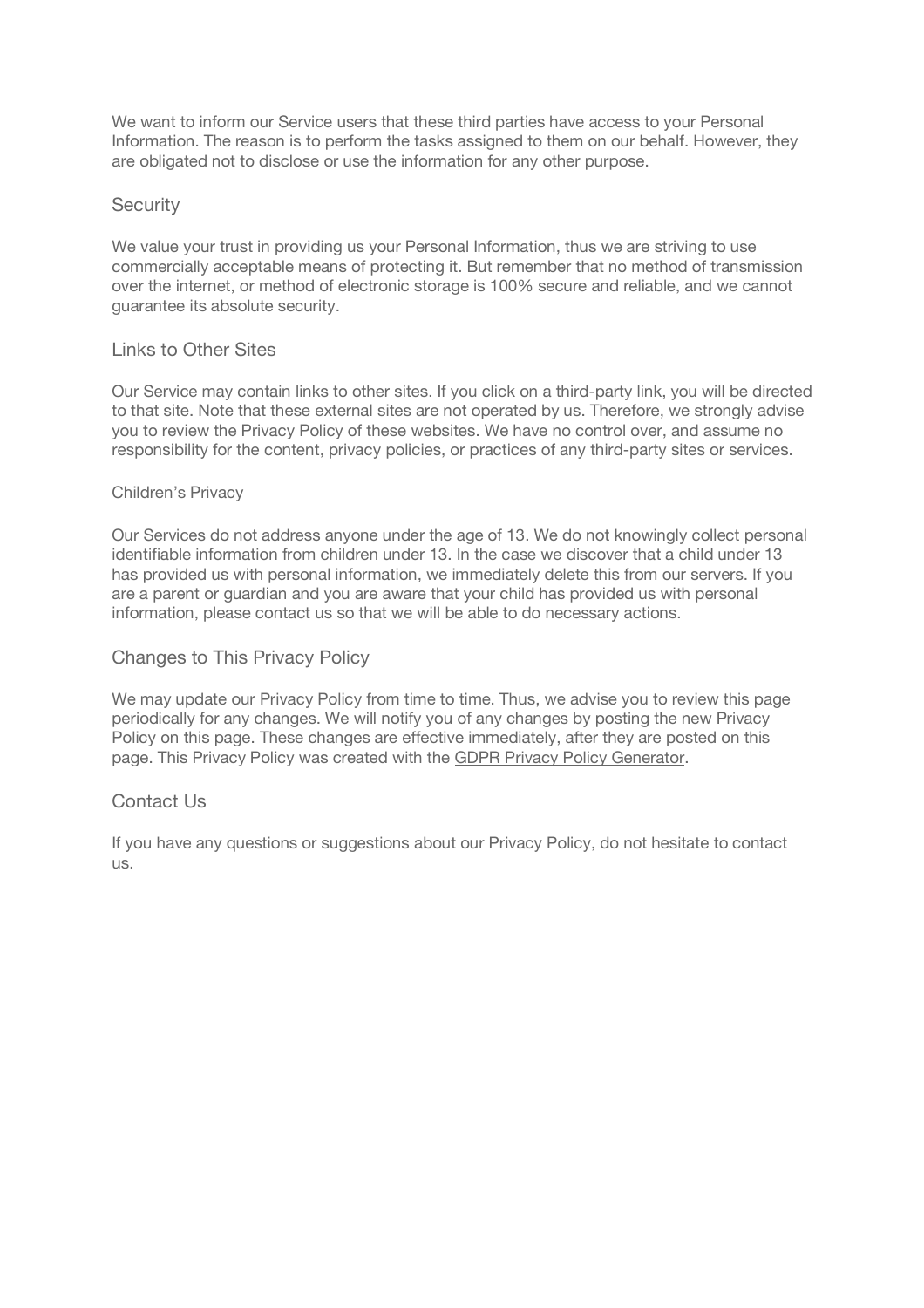We want to inform our Service users that these third parties have access to your Personal Information. The reason is to perform the tasks assigned to them on our behalf. However, they are obligated not to disclose or use the information for any other purpose.

## Security

We value your trust in providing us your Personal Information, thus we are striving to use commercially acceptable means of protecting it. But remember that no method of transmission over the internet, or method of electronic storage is 100% secure and reliable, and we cannot guarantee its absolute security.

## Links to Other Sites

Our Service may contain links to other sites. If you click on a third-party link, you will be directed to that site. Note that these external sites are not operated by us. Therefore, we strongly advise you to review the Privacy Policy of these websites. We have no control over, and assume no responsibility for the content, privacy policies, or practices of any third-party sites or services.

### Children's Privacy

Our Services do not address anyone under the age of 13. We do not knowingly collect personal identifiable information from children under 13. In the case we discover that a child under 13 has provided us with personal information, we immediately delete this from our servers. If you are a parent or guardian and you are aware that your child has provided us with personal information, please contact us so that we will be able to do necessary actions.

## Changes to This Privacy Policy

We may update our Privacy Policy from time to time. Thus, we advise you to review this page periodically for any changes. We will notify you of any changes by posting the new Privacy Policy on this page. These changes are effective immediately, after they are posted on this page. This Privacy Policy was created with the GDPR Privacy Policy Generator.

## Contact Us

If you have any questions or suggestions about our Privacy Policy, do not hesitate to contact us.